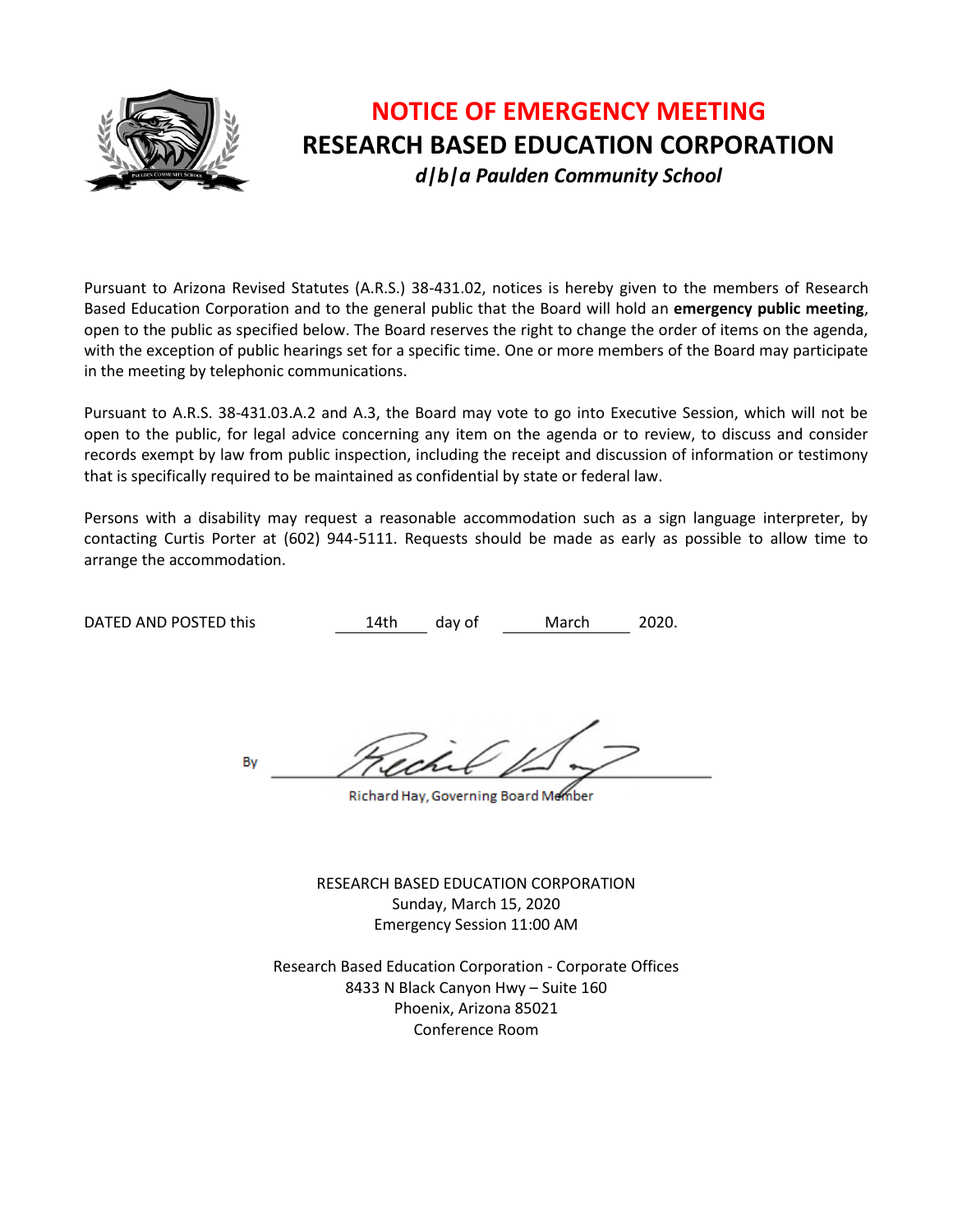# NOTICE OF EMERGENCY MEETING

## RESEARCH BASED EDUCATION CORPORATION

***d|b|a Paulden Community School***

Pursuant to Arizona Revised Statutes (A.R.S.) 38-431.02, notices is hereby given to the members of Research Based Education Corporation and to the general public that the Board will hold an **emergency public meeting**, open to the public as specified below. The Board reserves the right to change the order of items on the agenda, with the exception of public hearings set for a specific time. One or more members of the Board may participate in the meeting by telephonic communications.

Pursuant to A.R.S. 38-431.03.A.2 and A.3, the Board may vote to go into Executive Session, which will not be open to the public, for legal advice concerning any item on the agenda or to review, to discuss and consider records exempt by law from public inspection, including the receipt and discussion of information or testimony that is specifically required to be maintained as confidential by state or federal law.

Persons with a disability may request a reasonable accommodation such as a sign language interpreter, by contacting Curtis Porter at (602) 944-5111. Requests should be made as early as possible to allow time to arrange the accommodation.

DATED AND POSTED this 14th day of March 2020.

By ______________________________

Richard Hay, Governing Board Member

RESEARCH BASED EDUCATION CORPORATION
Sunday, March 15, 2020
Emergency Session 11:00 AM

Research Based Education Corporation - Corporate Offices
8433 N Black Canyon Hwy – Suite 160
Phoenix, Arizona 85021
Conference Room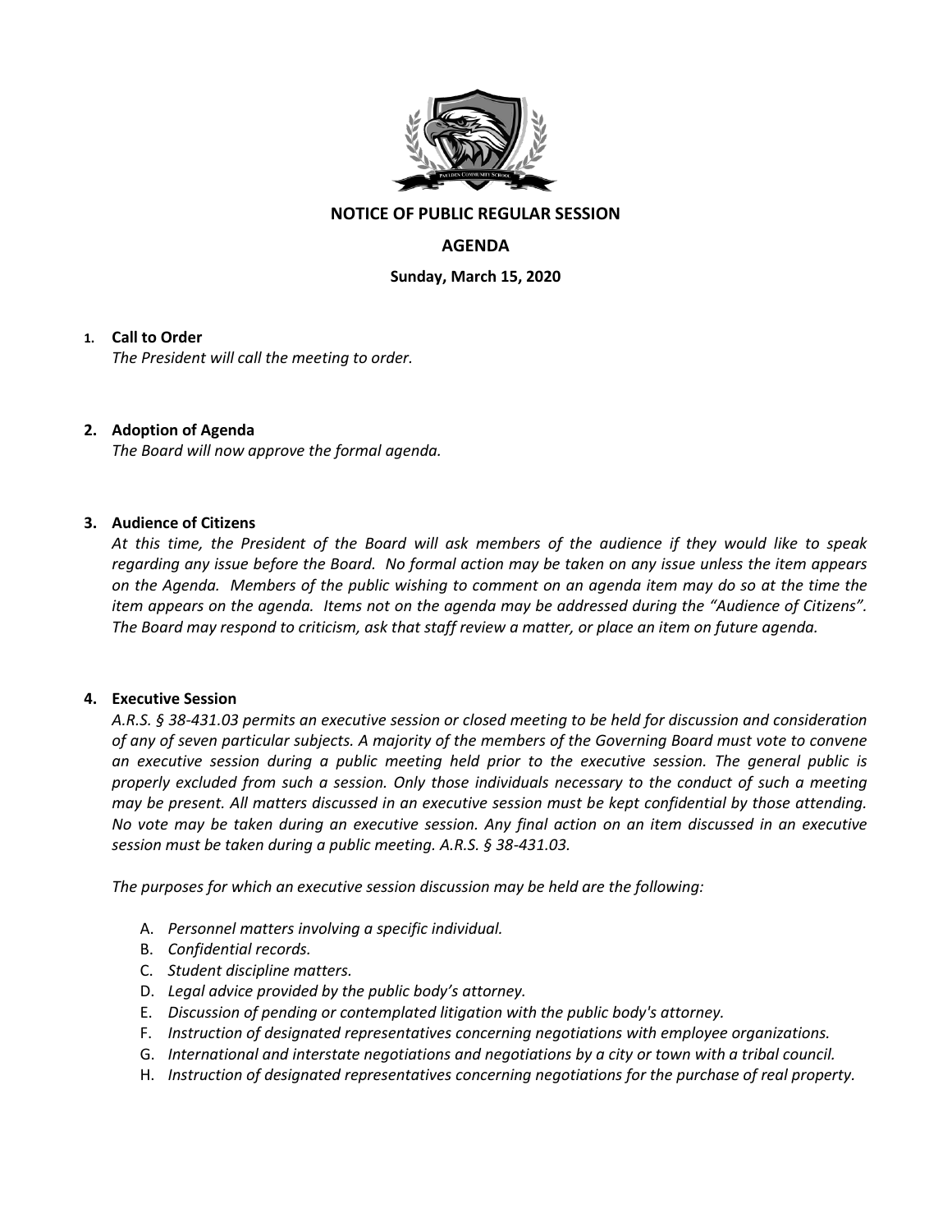**NOTICE OF PUBLIC REGULAR SESSION**

**AGENDA**

**Sunday, March 15, 2020**

1. **Call to Order**
   *The President will call the meeting to order.*

2. **Adoption of Agenda**
   *The Board will now approve the formal agenda.*

3. **Audience of Citizens**
   *At this time, the President of the Board will ask members of the audience if they would like to speak regarding any issue before the Board. No formal action may be taken on any issue unless the item appears on the Agenda. Members of the public wishing to comment on an agenda item may do so at the time the item appears on the agenda. Items not on the agenda may be addressed during the "Audience of Citizens". The Board may respond to criticism, ask that staff review a matter, or place an item on future agenda.*

4. **Executive Session**
   *A.R.S. § 38-431.03 permits an executive session or closed meeting to be held for discussion and consideration of any of seven particular subjects. A majority of the members of the Governing Board must vote to convene an executive session during a public meeting held prior to the executive session. The general public is properly excluded from such a session. Only those individuals necessary to the conduct of such a meeting may be present. All matters discussed in an executive session must be kept confidential by those attending. No vote may be taken during an executive session. Any final action on an item discussed in an executive session must be taken during a public meeting. A.R.S. § 38-431.03.*

   *The purposes for which an executive session discussion may be held are the following:*

   A. *Personnel matters involving a specific individual.*
   B. *Confidential records.*
   C. *Student discipline matters.*
   D. *Legal advice provided by the public body's attorney.*
   E. *Discussion of pending or contemplated litigation with the public body's attorney.*
   F. *Instruction of designated representatives concerning negotiations with employee organizations.*
   G. *International and interstate negotiations and negotiations by a city or town with a tribal council.*
   H. *Instruction of designated representatives concerning negotiations for the purchase of real property.*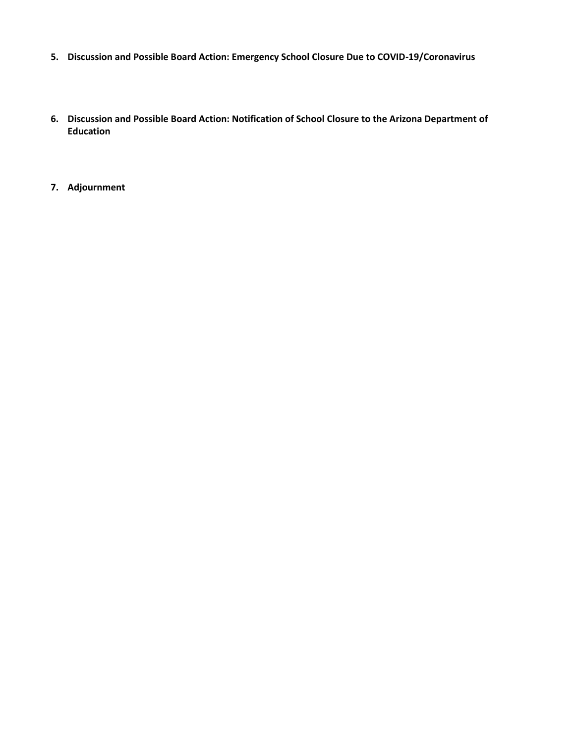5. **Discussion and Possible Board Action: Emergency School Closure Due to COVID-19/Coronavirus**

6. **Discussion and Possible Board Action: Notification of School Closure to the Arizona Department of Education**

7. **Adjournment**